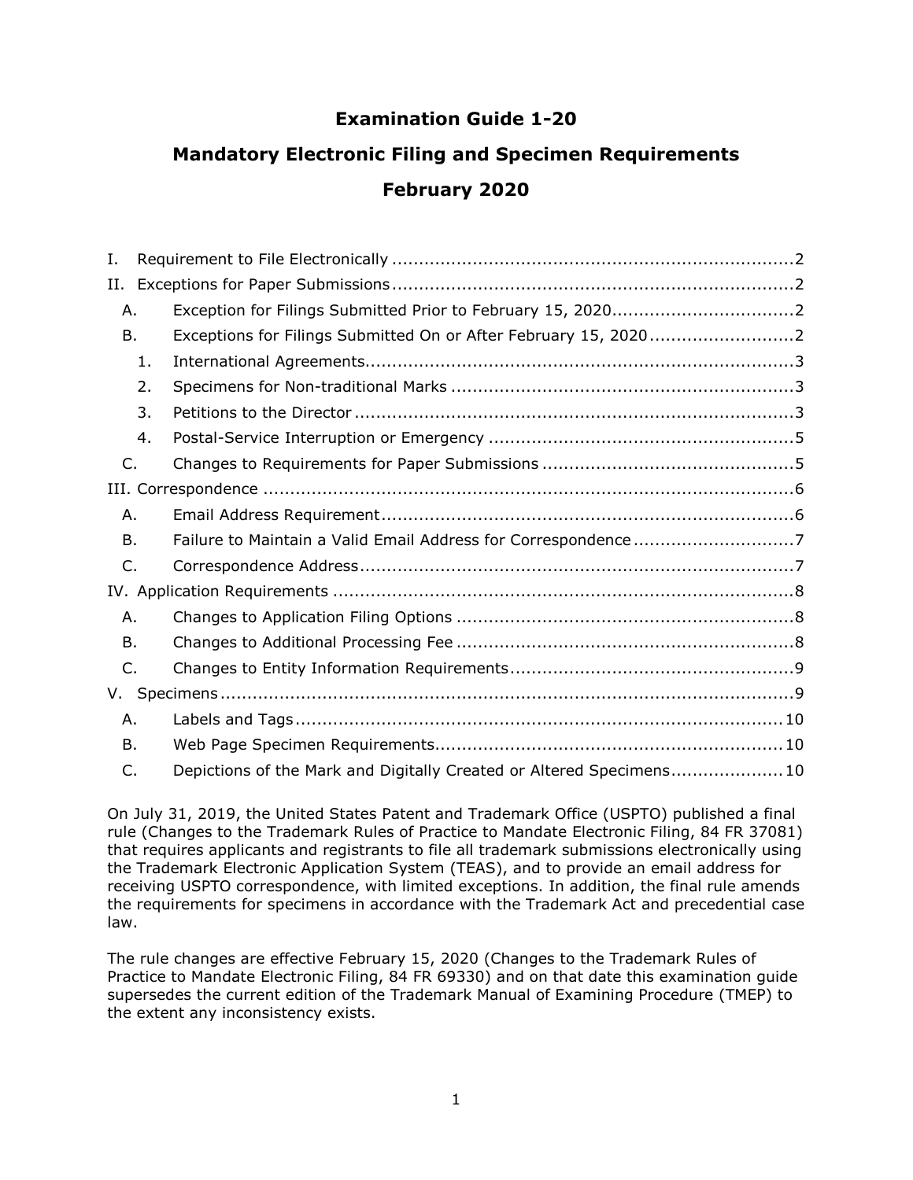# Examination Guide 1-20

# Mandatory Electronic Filing and Specimen Requirements

# February 2020

- I. Requirement to File Electronically ..........2
- II. Exceptions for Paper Submissions ..........2
  - A. Exception for Filings Submitted Prior to February 15, 2020 ..........2
  - B. Exceptions for Filings Submitted On or After February 15, 2020 ..........2
    - 1. International Agreements ..........3
    - 2. Specimens for Non-traditional Marks ..........3
    - 3. Petitions to the Director ..........3
    - 4. Postal-Service Interruption or Emergency ..........5
  - C. Changes to Requirements for Paper Submissions ..........5
- III. Correspondence ..........6
  - A. Email Address Requirement ..........6
  - B. Failure to Maintain a Valid Email Address for Correspondence ..........7
  - C. Correspondence Address ..........7
- IV. Application Requirements ..........8
  - A. Changes to Application Filing Options ..........8
  - B. Changes to Additional Processing Fee ..........8
  - C. Changes to Entity Information Requirements ..........9
- V. Specimens ..........9
  - A. Labels and Tags ..........10
  - B. Web Page Specimen Requirements ..........10
  - C. Depictions of the Mark and Digitally Created or Altered Specimens ..........10

On July 31, 2019, the United States Patent and Trademark Office (USPTO) published a final rule (Changes to the Trademark Rules of Practice to Mandate Electronic Filing, 84 FR 37081) that requires applicants and registrants to file all trademark submissions electronically using the Trademark Electronic Application System (TEAS), and to provide an email address for receiving USPTO correspondence, with limited exceptions. In addition, the final rule amends the requirements for specimens in accordance with the Trademark Act and precedential case law.

The rule changes are effective February 15, 2020 (Changes to the Trademark Rules of Practice to Mandate Electronic Filing, 84 FR 69330) and on that date this examination guide supersedes the current edition of the Trademark Manual of Examining Procedure (TMEP) to the extent any inconsistency exists.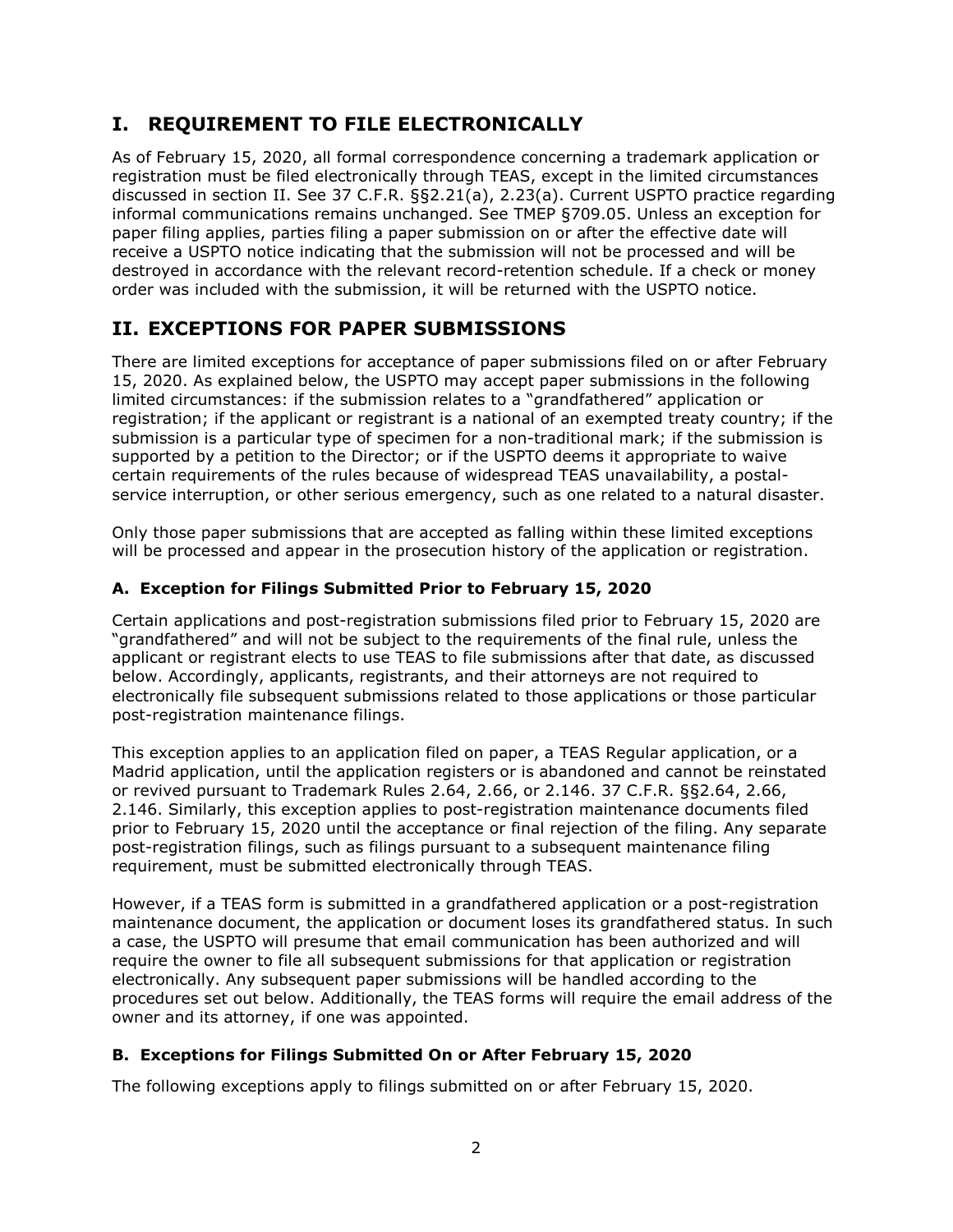## I. REQUIREMENT TO FILE ELECTRONICALLY

As of February 15, 2020, all formal correspondence concerning a trademark application or registration must be filed electronically through TEAS, except in the limited circumstances discussed in section II. See 37 C.F.R. §§2.21(a), 2.23(a). Current USPTO practice regarding informal communications remains unchanged. See TMEP §709.05. Unless an exception for paper filing applies, parties filing a paper submission on or after the effective date will receive a USPTO notice indicating that the submission will not be processed and will be destroyed in accordance with the relevant record-retention schedule. If a check or money order was included with the submission, it will be returned with the USPTO notice.

## II. EXCEPTIONS FOR PAPER SUBMISSIONS

There are limited exceptions for acceptance of paper submissions filed on or after February 15, 2020. As explained below, the USPTO may accept paper submissions in the following limited circumstances: if the submission relates to a "grandfathered" application or registration; if the applicant or registrant is a national of an exempted treaty country; if the submission is a particular type of specimen for a non-traditional mark; if the submission is supported by a petition to the Director; or if the USPTO deems it appropriate to waive certain requirements of the rules because of widespread TEAS unavailability, a postal-service interruption, or other serious emergency, such as one related to a natural disaster.

Only those paper submissions that are accepted as falling within these limited exceptions will be processed and appear in the prosecution history of the application or registration.

### A. Exception for Filings Submitted Prior to February 15, 2020

Certain applications and post-registration submissions filed prior to February 15, 2020 are "grandfathered" and will not be subject to the requirements of the final rule, unless the applicant or registrant elects to use TEAS to file submissions after that date, as discussed below. Accordingly, applicants, registrants, and their attorneys are not required to electronically file subsequent submissions related to those applications or those particular post-registration maintenance filings.

This exception applies to an application filed on paper, a TEAS Regular application, or a Madrid application, until the application registers or is abandoned and cannot be reinstated or revived pursuant to Trademark Rules 2.64, 2.66, or 2.146. 37 C.F.R. §§2.64, 2.66, 2.146. Similarly, this exception applies to post-registration maintenance documents filed prior to February 15, 2020 until the acceptance or final rejection of the filing. Any separate post-registration filings, such as filings pursuant to a subsequent maintenance filing requirement, must be submitted electronically through TEAS.

However, if a TEAS form is submitted in a grandfathered application or a post-registration maintenance document, the application or document loses its grandfathered status. In such a case, the USPTO will presume that email communication has been authorized and will require the owner to file all subsequent submissions for that application or registration electronically. Any subsequent paper submissions will be handled according to the procedures set out below. Additionally, the TEAS forms will require the email address of the owner and its attorney, if one was appointed.

### B. Exceptions for Filings Submitted On or After February 15, 2020

The following exceptions apply to filings submitted on or after February 15, 2020.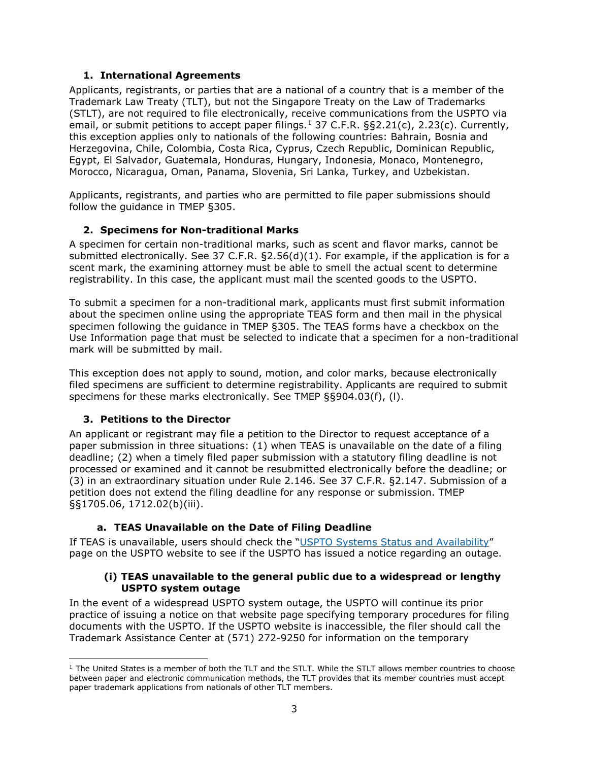### 1. International Agreements

Applicants, registrants, or parties that are a national of a country that is a member of the Trademark Law Treaty (TLT), but not the Singapore Treaty on the Law of Trademarks (STLT), are not required to file electronically, receive communications from the USPTO via email, or submit petitions to accept paper filings.[1] 37 C.F.R. §§2.21(c), 2.23(c). Currently, this exception applies only to nationals of the following countries: Bahrain, Bosnia and Herzegovina, Chile, Colombia, Costa Rica, Cyprus, Czech Republic, Dominican Republic, Egypt, El Salvador, Guatemala, Honduras, Hungary, Indonesia, Monaco, Montenegro, Morocco, Nicaragua, Oman, Panama, Slovenia, Sri Lanka, Turkey, and Uzbekistan.

Applicants, registrants, and parties who are permitted to file paper submissions should follow the guidance in TMEP §305.

### 2. Specimens for Non-traditional Marks

A specimen for certain non-traditional marks, such as scent and flavor marks, cannot be submitted electronically. See 37 C.F.R. §2.56(d)(1). For example, if the application is for a scent mark, the examining attorney must be able to smell the actual scent to determine registrability. In this case, the applicant must mail the scented goods to the USPTO.

To submit a specimen for a non-traditional mark, applicants must first submit information about the specimen online using the appropriate TEAS form and then mail in the physical specimen following the guidance in TMEP §305. The TEAS forms have a checkbox on the Use Information page that must be selected to indicate that a specimen for a non-traditional mark will be submitted by mail.

This exception does not apply to sound, motion, and color marks, because electronically filed specimens are sufficient to determine registrability. Applicants are required to submit specimens for these marks electronically. See TMEP §§904.03(f), (l).

### 3. Petitions to the Director

An applicant or registrant may file a petition to the Director to request acceptance of a paper submission in three situations: (1) when TEAS is unavailable on the date of a filing deadline; (2) when a timely filed paper submission with a statutory filing deadline is not processed or examined and it cannot be resubmitted electronically before the deadline; or (3) in an extraordinary situation under Rule 2.146. See 37 C.F.R. §2.147. Submission of a petition does not extend the filing deadline for any response or submission. TMEP §§1705.06, 1712.02(b)(iii).

#### a. TEAS Unavailable on the Date of Filing Deadline

If TEAS is unavailable, users should check the "USPTO Systems Status and Availability" page on the USPTO website to see if the USPTO has issued a notice regarding an outage.

##### (i) TEAS unavailable to the general public due to a widespread or lengthy USPTO system outage

In the event of a widespread USPTO system outage, the USPTO will continue its prior practice of issuing a notice on that website page specifying temporary procedures for filing documents with the USPTO. If the USPTO website is inaccessible, the filer should call the Trademark Assistance Center at (571) 272-9250 for information on the temporary

[1] The United States is a member of both the TLT and the STLT. While the STLT allows member countries to choose between paper and electronic communication methods, the TLT provides that its member countries must accept paper trademark applications from nationals of other TLT members.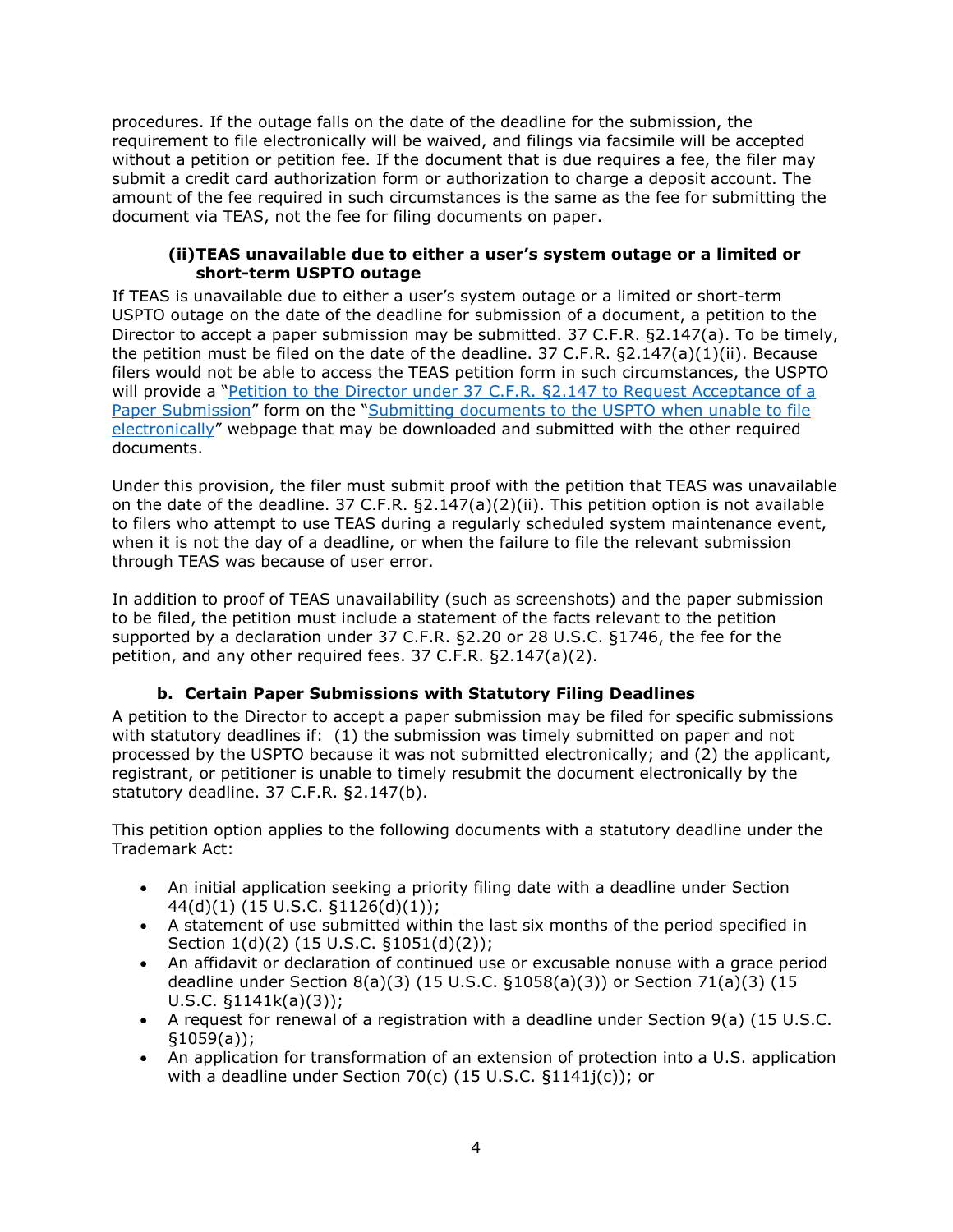procedures. If the outage falls on the date of the deadline for the submission, the requirement to file electronically will be waived, and filings via facsimile will be accepted without a petition or petition fee. If the document that is due requires a fee, the filer may submit a credit card authorization form or authorization to charge a deposit account. The amount of the fee required in such circumstances is the same as the fee for submitting the document via TEAS, not the fee for filing documents on paper.

#### (ii) TEAS unavailable due to either a user's system outage or a limited or short-term USPTO outage

If TEAS is unavailable due to either a user's system outage or a limited or short-term USPTO outage on the date of the deadline for submission of a document, a petition to the Director to accept a paper submission may be submitted. 37 C.F.R. §2.147(a). To be timely, the petition must be filed on the date of the deadline. 37 C.F.R. §2.147(a)(1)(ii). Because filers would not be able to access the TEAS petition form in such circumstances, the USPTO will provide a "Petition to the Director under 37 C.F.R. §2.147 to Request Acceptance of a Paper Submission" form on the "Submitting documents to the USPTO when unable to file electronically" webpage that may be downloaded and submitted with the other required documents.

Under this provision, the filer must submit proof with the petition that TEAS was unavailable on the date of the deadline. 37 C.F.R. §2.147(a)(2)(ii). This petition option is not available to filers who attempt to use TEAS during a regularly scheduled system maintenance event, when it is not the day of a deadline, or when the failure to file the relevant submission through TEAS was because of user error.

In addition to proof of TEAS unavailability (such as screenshots) and the paper submission to be filed, the petition must include a statement of the facts relevant to the petition supported by a declaration under 37 C.F.R. §2.20 or 28 U.S.C. §1746, the fee for the petition, and any other required fees. 37 C.F.R. §2.147(a)(2).

### b. Certain Paper Submissions with Statutory Filing Deadlines

A petition to the Director to accept a paper submission may be filed for specific submissions with statutory deadlines if: (1) the submission was timely submitted on paper and not processed by the USPTO because it was not submitted electronically; and (2) the applicant, registrant, or petitioner is unable to timely resubmit the document electronically by the statutory deadline. 37 C.F.R. §2.147(b).

This petition option applies to the following documents with a statutory deadline under the Trademark Act:

- An initial application seeking a priority filing date with a deadline under Section 44(d)(1) (15 U.S.C. §1126(d)(1));
- A statement of use submitted within the last six months of the period specified in Section 1(d)(2) (15 U.S.C. §1051(d)(2));
- An affidavit or declaration of continued use or excusable nonuse with a grace period deadline under Section 8(a)(3) (15 U.S.C. §1058(a)(3)) or Section 71(a)(3) (15 U.S.C. §1141k(a)(3));
- A request for renewal of a registration with a deadline under Section 9(a) (15 U.S.C. §1059(a));
- An application for transformation of an extension of protection into a U.S. application with a deadline under Section 70(c) (15 U.S.C. §1141j(c)); or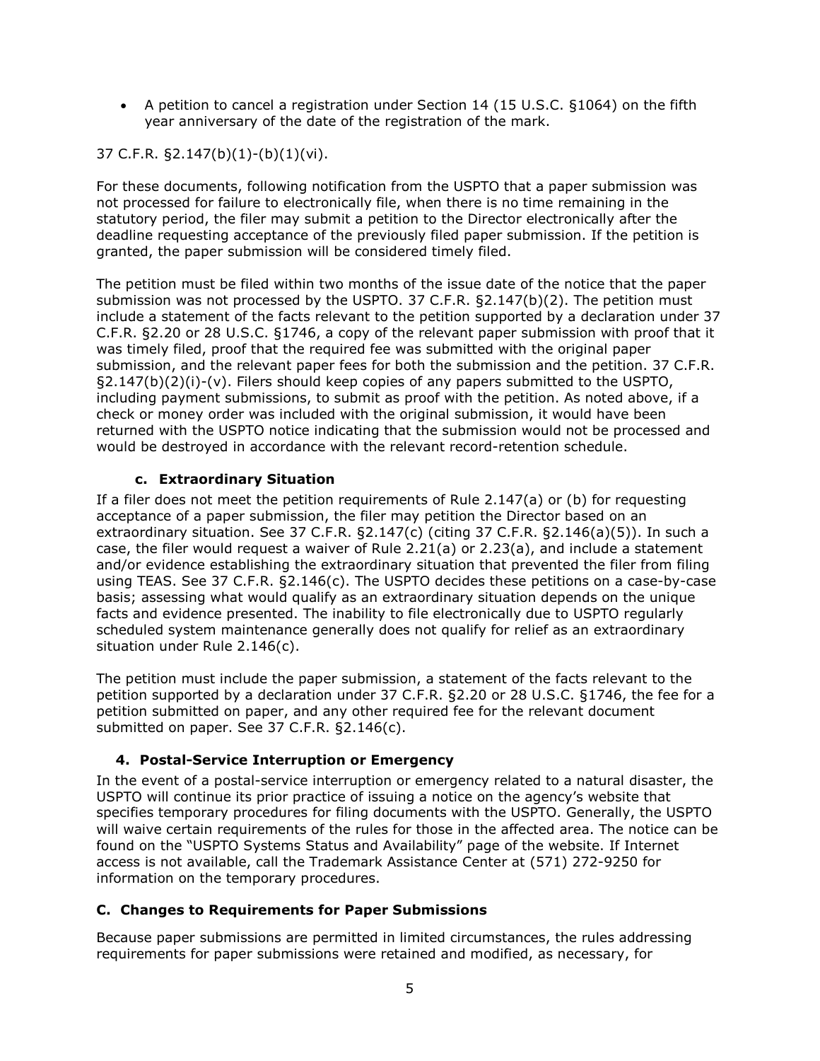- A petition to cancel a registration under Section 14 (15 U.S.C. §1064) on the fifth year anniversary of the date of the registration of the mark.

37 C.F.R. §2.147(b)(1)-(b)(1)(vi).

For these documents, following notification from the USPTO that a paper submission was not processed for failure to electronically file, when there is no time remaining in the statutory period, the filer may submit a petition to the Director electronically after the deadline requesting acceptance of the previously filed paper submission. If the petition is granted, the paper submission will be considered timely filed.

The petition must be filed within two months of the issue date of the notice that the paper submission was not processed by the USPTO. 37 C.F.R. §2.147(b)(2). The petition must include a statement of the facts relevant to the petition supported by a declaration under 37 C.F.R. §2.20 or 28 U.S.C. §1746, a copy of the relevant paper submission with proof that it was timely filed, proof that the required fee was submitted with the original paper submission, and the relevant paper fees for both the submission and the petition. 37 C.F.R. §2.147(b)(2)(i)-(v). Filers should keep copies of any papers submitted to the USPTO, including payment submissions, to submit as proof with the petition. As noted above, if a check or money order was included with the original submission, it would have been returned with the USPTO notice indicating that the submission would not be processed and would be destroyed in accordance with the relevant record-retention schedule.

#### c. Extraordinary Situation

If a filer does not meet the petition requirements of Rule 2.147(a) or (b) for requesting acceptance of a paper submission, the filer may petition the Director based on an extraordinary situation. See 37 C.F.R. §2.147(c) (citing 37 C.F.R. §2.146(a)(5)). In such a case, the filer would request a waiver of Rule 2.21(a) or 2.23(a), and include a statement and/or evidence establishing the extraordinary situation that prevented the filer from filing using TEAS. See 37 C.F.R. §2.146(c). The USPTO decides these petitions on a case-by-case basis; assessing what would qualify as an extraordinary situation depends on the unique facts and evidence presented. The inability to file electronically due to USPTO regularly scheduled system maintenance generally does not qualify for relief as an extraordinary situation under Rule 2.146(c).

The petition must include the paper submission, a statement of the facts relevant to the petition supported by a declaration under 37 C.F.R. §2.20 or 28 U.S.C. §1746, the fee for a petition submitted on paper, and any other required fee for the relevant document submitted on paper. See 37 C.F.R. §2.146(c).

### 4. Postal-Service Interruption or Emergency

In the event of a postal-service interruption or emergency related to a natural disaster, the USPTO will continue its prior practice of issuing a notice on the agency's website that specifies temporary procedures for filing documents with the USPTO. Generally, the USPTO will waive certain requirements of the rules for those in the affected area. The notice can be found on the "USPTO Systems Status and Availability" page of the website. If Internet access is not available, call the Trademark Assistance Center at (571) 272-9250 for information on the temporary procedures.

## C. Changes to Requirements for Paper Submissions

Because paper submissions are permitted in limited circumstances, the rules addressing requirements for paper submissions were retained and modified, as necessary, for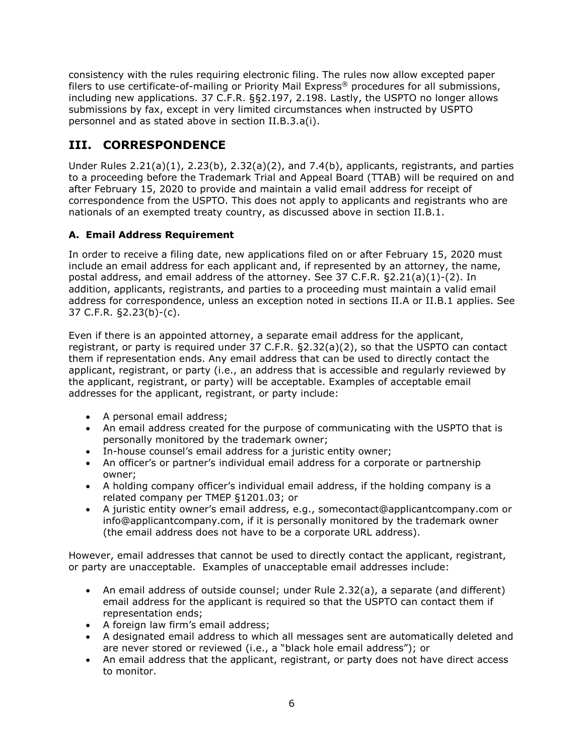consistency with the rules requiring electronic filing. The rules now allow excepted paper filers to use certificate-of-mailing or Priority Mail Express® procedures for all submissions, including new applications. 37 C.F.R. §§2.197, 2.198. Lastly, the USPTO no longer allows submissions by fax, except in very limited circumstances when instructed by USPTO personnel and as stated above in section II.B.3.a(i).

# III. CORRESPONDENCE

Under Rules 2.21(a)(1), 2.23(b), 2.32(a)(2), and 7.4(b), applicants, registrants, and parties to a proceeding before the Trademark Trial and Appeal Board (TTAB) will be required on and after February 15, 2020 to provide and maintain a valid email address for receipt of correspondence from the USPTO. This does not apply to applicants and registrants who are nationals of an exempted treaty country, as discussed above in section II.B.1.

## A. Email Address Requirement

In order to receive a filing date, new applications filed on or after February 15, 2020 must include an email address for each applicant and, if represented by an attorney, the name, postal address, and email address of the attorney. See 37 C.F.R. §2.21(a)(1)-(2). In addition, applicants, registrants, and parties to a proceeding must maintain a valid email address for correspondence, unless an exception noted in sections II.A or II.B.1 applies. See 37 C.F.R. §2.23(b)-(c).

Even if there is an appointed attorney, a separate email address for the applicant, registrant, or party is required under 37 C.F.R. §2.32(a)(2), so that the USPTO can contact them if representation ends. Any email address that can be used to directly contact the applicant, registrant, or party (i.e., an address that is accessible and regularly reviewed by the applicant, registrant, or party) will be acceptable. Examples of acceptable email addresses for the applicant, registrant, or party include:

- A personal email address;
- An email address created for the purpose of communicating with the USPTO that is personally monitored by the trademark owner;
- In-house counsel's email address for a juristic entity owner;
- An officer's or partner's individual email address for a corporate or partnership owner;
- A holding company officer's individual email address, if the holding company is a related company per TMEP §1201.03; or
- A juristic entity owner's email address, e.g., somecontact@applicantcompany.com or info@applicantcompany.com, if it is personally monitored by the trademark owner (the email address does not have to be a corporate URL address).

However, email addresses that cannot be used to directly contact the applicant, registrant, or party are unacceptable. Examples of unacceptable email addresses include:

- An email address of outside counsel; under Rule 2.32(a), a separate (and different) email address for the applicant is required so that the USPTO can contact them if representation ends;
- A foreign law firm's email address;
- A designated email address to which all messages sent are automatically deleted and are never stored or reviewed (i.e., a "black hole email address"); or
- An email address that the applicant, registrant, or party does not have direct access to monitor.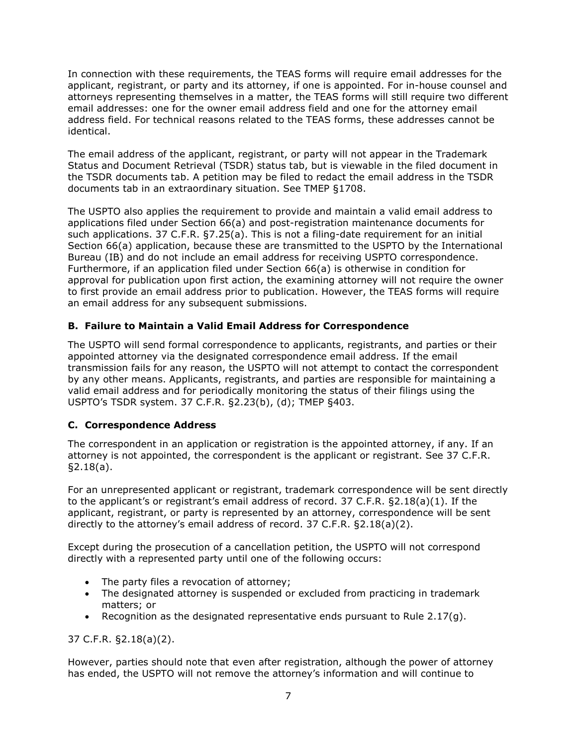In connection with these requirements, the TEAS forms will require email addresses for the applicant, registrant, or party and its attorney, if one is appointed. For in-house counsel and attorneys representing themselves in a matter, the TEAS forms will still require two different email addresses: one for the owner email address field and one for the attorney email address field. For technical reasons related to the TEAS forms, these addresses cannot be identical.

The email address of the applicant, registrant, or party will not appear in the Trademark Status and Document Retrieval (TSDR) status tab, but is viewable in the filed document in the TSDR documents tab. A petition may be filed to redact the email address in the TSDR documents tab in an extraordinary situation. See TMEP §1708.

The USPTO also applies the requirement to provide and maintain a valid email address to applications filed under Section 66(a) and post-registration maintenance documents for such applications. 37 C.F.R. §7.25(a). This is not a filing-date requirement for an initial Section 66(a) application, because these are transmitted to the USPTO by the International Bureau (IB) and do not include an email address for receiving USPTO correspondence. Furthermore, if an application filed under Section 66(a) is otherwise in condition for approval for publication upon first action, the examining attorney will not require the owner to first provide an email address prior to publication. However, the TEAS forms will require an email address for any subsequent submissions.

### B. Failure to Maintain a Valid Email Address for Correspondence

The USPTO will send formal correspondence to applicants, registrants, and parties or their appointed attorney via the designated correspondence email address. If the email transmission fails for any reason, the USPTO will not attempt to contact the correspondent by any other means. Applicants, registrants, and parties are responsible for maintaining a valid email address and for periodically monitoring the status of their filings using the USPTO's TSDR system. 37 C.F.R. §2.23(b), (d); TMEP §403.

### C. Correspondence Address

The correspondent in an application or registration is the appointed attorney, if any. If an attorney is not appointed, the correspondent is the applicant or registrant. See 37 C.F.R. §2.18(a).

For an unrepresented applicant or registrant, trademark correspondence will be sent directly to the applicant's or registrant's email address of record. 37 C.F.R. §2.18(a)(1). If the applicant, registrant, or party is represented by an attorney, correspondence will be sent directly to the attorney's email address of record. 37 C.F.R. §2.18(a)(2).

Except during the prosecution of a cancellation petition, the USPTO will not correspond directly with a represented party until one of the following occurs:

- The party files a revocation of attorney;
- The designated attorney is suspended or excluded from practicing in trademark matters; or
- Recognition as the designated representative ends pursuant to Rule 2.17(g).

37 C.F.R. §2.18(a)(2).

However, parties should note that even after registration, although the power of attorney has ended, the USPTO will not remove the attorney's information and will continue to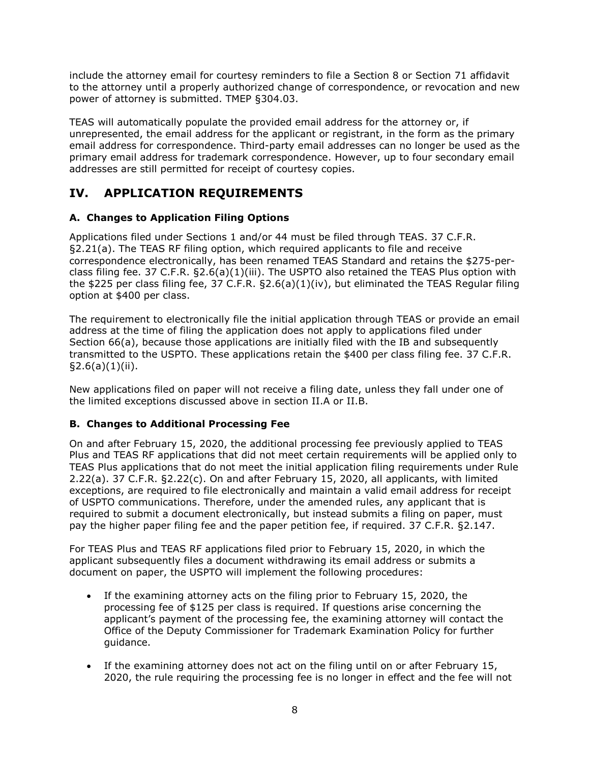include the attorney email for courtesy reminders to file a Section 8 or Section 71 affidavit to the attorney until a properly authorized change of correspondence, or revocation and new power of attorney is submitted. TMEP §304.03.

TEAS will automatically populate the provided email address for the attorney or, if unrepresented, the email address for the applicant or registrant, in the form as the primary email address for correspondence. Third-party email addresses can no longer be used as the primary email address for trademark correspondence. However, up to four secondary email addresses are still permitted for receipt of courtesy copies.

## IV. APPLICATION REQUIREMENTS

### A. Changes to Application Filing Options

Applications filed under Sections 1 and/or 44 must be filed through TEAS. 37 C.F.R. §2.21(a). The TEAS RF filing option, which required applicants to file and receive correspondence electronically, has been renamed TEAS Standard and retains the $275-per-class filing fee. 37 C.F.R. §2.6(a)(1)(iii). The USPTO also retained the TEAS Plus option with the $225 per class filing fee, 37 C.F.R. §2.6(a)(1)(iv), but eliminated the TEAS Regular filing option at $400 per class.

The requirement to electronically file the initial application through TEAS or provide an email address at the time of filing the application does not apply to applications filed under Section 66(a), because those applications are initially filed with the IB and subsequently transmitted to the USPTO. These applications retain the $400 per class filing fee. 37 C.F.R. §2.6(a)(1)(ii).

New applications filed on paper will not receive a filing date, unless they fall under one of the limited exceptions discussed above in section II.A or II.B.

### B. Changes to Additional Processing Fee

On and after February 15, 2020, the additional processing fee previously applied to TEAS Plus and TEAS RF applications that did not meet certain requirements will be applied only to TEAS Plus applications that do not meet the initial application filing requirements under Rule 2.22(a). 37 C.F.R. §2.22(c). On and after February 15, 2020, all applicants, with limited exceptions, are required to file electronically and maintain a valid email address for receipt of USPTO communications. Therefore, under the amended rules, any applicant that is required to submit a document electronically, but instead submits a filing on paper, must pay the higher paper filing fee and the paper petition fee, if required. 37 C.F.R. §2.147.

For TEAS Plus and TEAS RF applications filed prior to February 15, 2020, in which the applicant subsequently files a document withdrawing its email address or submits a document on paper, the USPTO will implement the following procedures:

- If the examining attorney acts on the filing prior to February 15, 2020, the processing fee of $125 per class is required. If questions arise concerning the applicant's payment of the processing fee, the examining attorney will contact the Office of the Deputy Commissioner for Trademark Examination Policy for further guidance.

- If the examining attorney does not act on the filing until on or after February 15, 2020, the rule requiring the processing fee is no longer in effect and the fee will not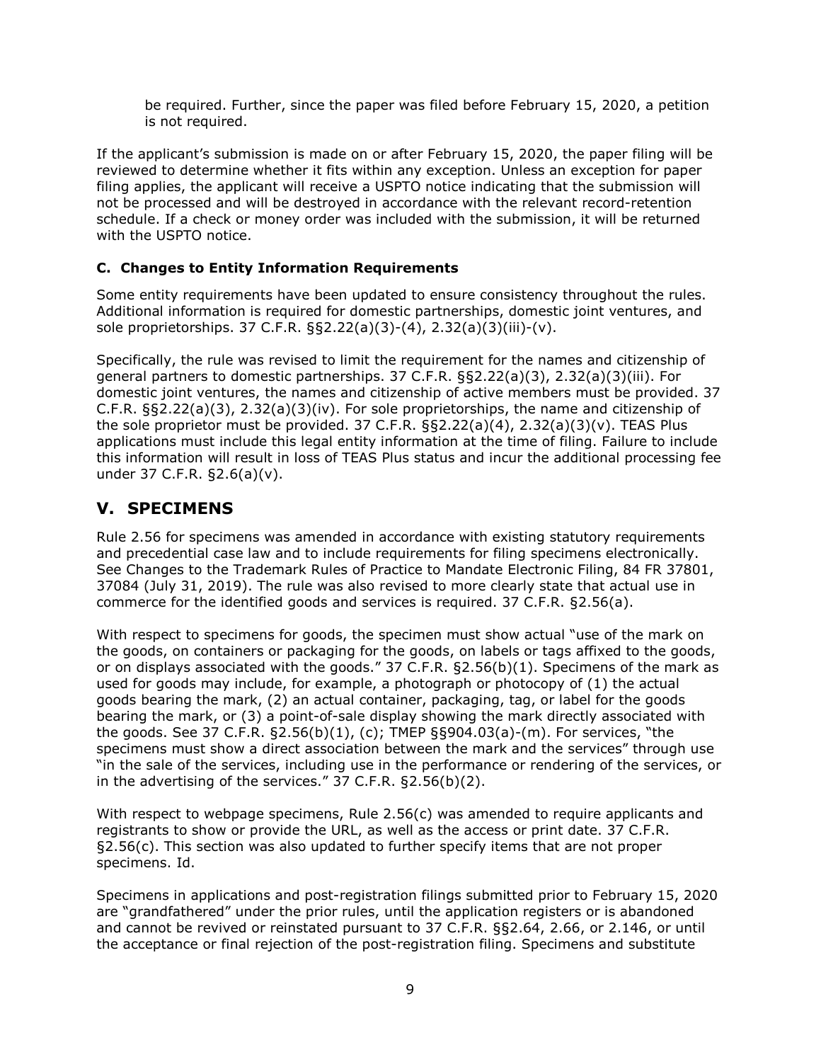be required. Further, since the paper was filed before February 15, 2020, a petition is not required.

If the applicant's submission is made on or after February 15, 2020, the paper filing will be reviewed to determine whether it fits within any exception. Unless an exception for paper filing applies, the applicant will receive a USPTO notice indicating that the submission will not be processed and will be destroyed in accordance with the relevant record-retention schedule. If a check or money order was included with the submission, it will be returned with the USPTO notice.

### C. Changes to Entity Information Requirements

Some entity requirements have been updated to ensure consistency throughout the rules. Additional information is required for domestic partnerships, domestic joint ventures, and sole proprietorships. 37 C.F.R. §§2.22(a)(3)-(4), 2.32(a)(3)(iii)-(v).

Specifically, the rule was revised to limit the requirement for the names and citizenship of general partners to domestic partnerships. 37 C.F.R. §§2.22(a)(3), 2.32(a)(3)(iii). For domestic joint ventures, the names and citizenship of active members must be provided. 37 C.F.R. §§2.22(a)(3), 2.32(a)(3)(iv). For sole proprietorships, the name and citizenship of the sole proprietor must be provided. 37 C.F.R. §§2.22(a)(4), 2.32(a)(3)(v). TEAS Plus applications must include this legal entity information at the time of filing. Failure to include this information will result in loss of TEAS Plus status and incur the additional processing fee under 37 C.F.R. §2.6(a)(v).

## V. SPECIMENS

Rule 2.56 for specimens was amended in accordance with existing statutory requirements and precedential case law and to include requirements for filing specimens electronically. See Changes to the Trademark Rules of Practice to Mandate Electronic Filing, 84 FR 37801, 37084 (July 31, 2019). The rule was also revised to more clearly state that actual use in commerce for the identified goods and services is required. 37 C.F.R. §2.56(a).

With respect to specimens for goods, the specimen must show actual "use of the mark on the goods, on containers or packaging for the goods, on labels or tags affixed to the goods, or on displays associated with the goods." 37 C.F.R. §2.56(b)(1). Specimens of the mark as used for goods may include, for example, a photograph or photocopy of (1) the actual goods bearing the mark, (2) an actual container, packaging, tag, or label for the goods bearing the mark, or (3) a point-of-sale display showing the mark directly associated with the goods. See 37 C.F.R. §2.56(b)(1), (c); TMEP §§904.03(a)-(m). For services, "the specimens must show a direct association between the mark and the services" through use "in the sale of the services, including use in the performance or rendering of the services, or in the advertising of the services." 37 C.F.R. §2.56(b)(2).

With respect to webpage specimens, Rule 2.56(c) was amended to require applicants and registrants to show or provide the URL, as well as the access or print date. 37 C.F.R. §2.56(c). This section was also updated to further specify items that are not proper specimens. Id.

Specimens in applications and post-registration filings submitted prior to February 15, 2020 are "grandfathered" under the prior rules, until the application registers or is abandoned and cannot be revived or reinstated pursuant to 37 C.F.R. §§2.64, 2.66, or 2.146, or until the acceptance or final rejection of the post-registration filing. Specimens and substitute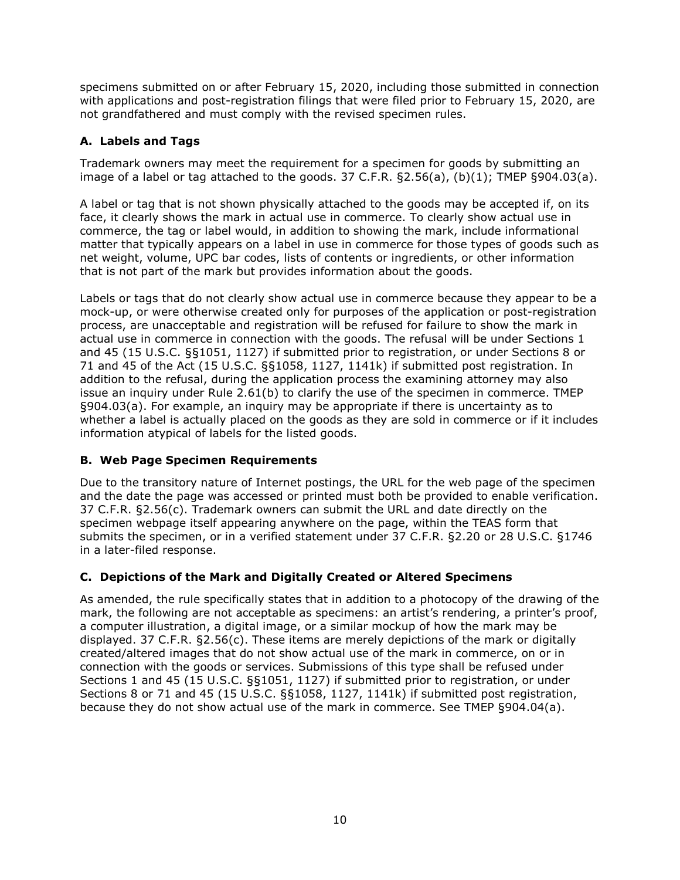specimens submitted on or after February 15, 2020, including those submitted in connection with applications and post-registration filings that were filed prior to February 15, 2020, are not grandfathered and must comply with the revised specimen rules.

### A. Labels and Tags

Trademark owners may meet the requirement for a specimen for goods by submitting an image of a label or tag attached to the goods. 37 C.F.R. §2.56(a), (b)(1); TMEP §904.03(a).

A label or tag that is not shown physically attached to the goods may be accepted if, on its face, it clearly shows the mark in actual use in commerce. To clearly show actual use in commerce, the tag or label would, in addition to showing the mark, include informational matter that typically appears on a label in use in commerce for those types of goods such as net weight, volume, UPC bar codes, lists of contents or ingredients, or other information that is not part of the mark but provides information about the goods.

Labels or tags that do not clearly show actual use in commerce because they appear to be a mock-up, or were otherwise created only for purposes of the application or post-registration process, are unacceptable and registration will be refused for failure to show the mark in actual use in commerce in connection with the goods. The refusal will be under Sections 1 and 45 (15 U.S.C. §§1051, 1127) if submitted prior to registration, or under Sections 8 or 71 and 45 of the Act (15 U.S.C. §§1058, 1127, 1141k) if submitted post registration. In addition to the refusal, during the application process the examining attorney may also issue an inquiry under Rule 2.61(b) to clarify the use of the specimen in commerce. TMEP §904.03(a). For example, an inquiry may be appropriate if there is uncertainty as to whether a label is actually placed on the goods as they are sold in commerce or if it includes information atypical of labels for the listed goods.

### B. Web Page Specimen Requirements

Due to the transitory nature of Internet postings, the URL for the web page of the specimen and the date the page was accessed or printed must both be provided to enable verification. 37 C.F.R. §2.56(c). Trademark owners can submit the URL and date directly on the specimen webpage itself appearing anywhere on the page, within the TEAS form that submits the specimen, or in a verified statement under 37 C.F.R. §2.20 or 28 U.S.C. §1746 in a later-filed response.

### C. Depictions of the Mark and Digitally Created or Altered Specimens

As amended, the rule specifically states that in addition to a photocopy of the drawing of the mark, the following are not acceptable as specimens: an artist's rendering, a printer's proof, a computer illustration, a digital image, or a similar mockup of how the mark may be displayed. 37 C.F.R. §2.56(c). These items are merely depictions of the mark or digitally created/altered images that do not show actual use of the mark in commerce, on or in connection with the goods or services. Submissions of this type shall be refused under Sections 1 and 45 (15 U.S.C. §§1051, 1127) if submitted prior to registration, or under Sections 8 or 71 and 45 (15 U.S.C. §§1058, 1127, 1141k) if submitted post registration, because they do not show actual use of the mark in commerce. See TMEP §904.04(a).